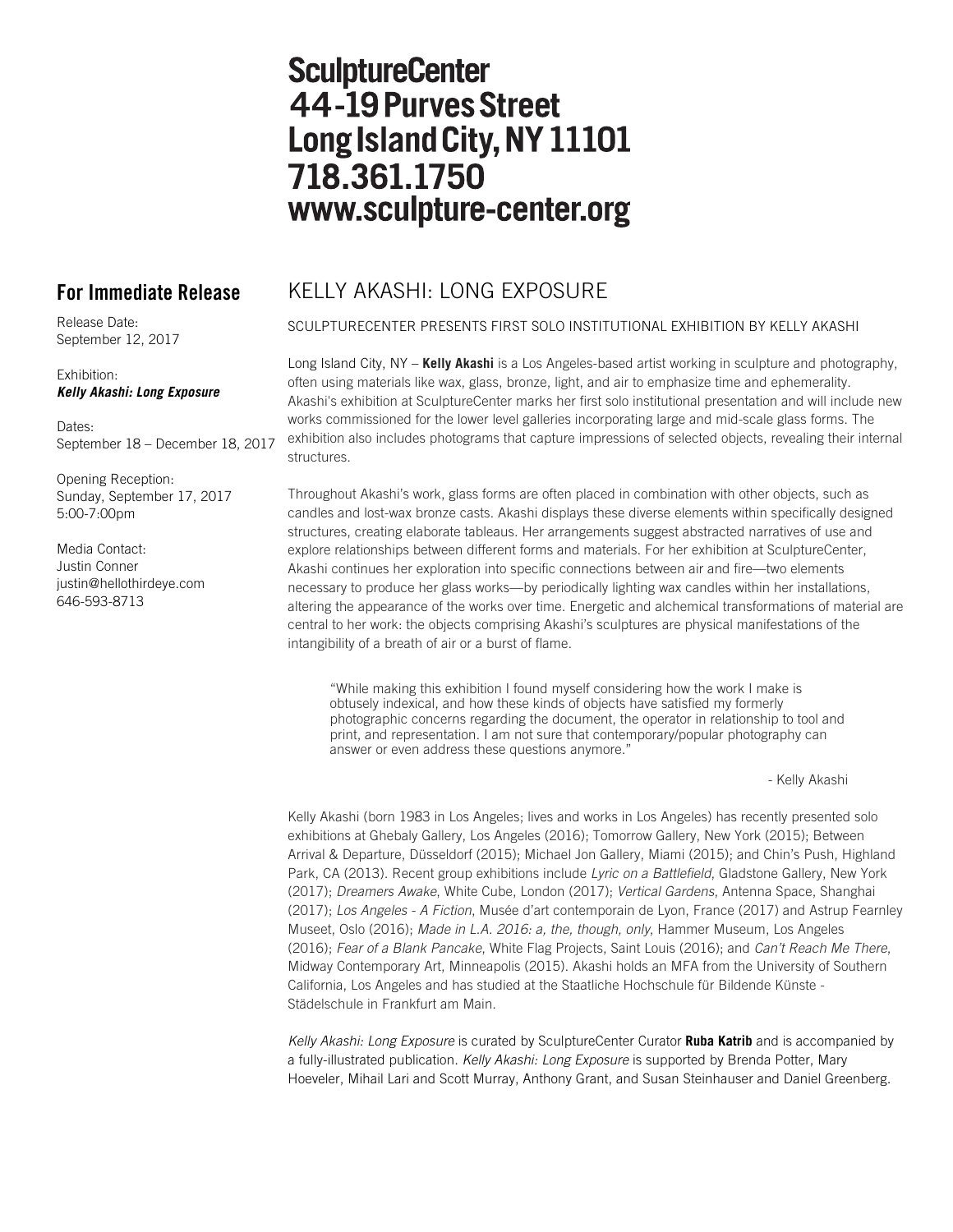# SculptureCenter
# 44-19 Purves Street
# Long Island City, NY 11101
# 718.361.1750
# www.sculpture-center.org

## For Immediate Release

Release Date:
September 12, 2017

Exhibition:
***Kelly Akashi: Long Exposure***

Dates:
September 18 – December 18, 2017

Opening Reception:
Sunday, September 17, 2017
5:00-7:00pm

Media Contact:
Justin Conner
justin@hellothirdeye.com
646-593-8713

## KELLY AKASHI: LONG EXPOSURE

SCULPTURECENTER PRESENTS FIRST SOLO INSTITUTIONAL EXHIBITION BY KELLY AKASHI

Long Island City, NY – **Kelly Akashi** is a Los Angeles-based artist working in sculpture and photography, often using materials like wax, glass, bronze, light, and air to emphasize time and ephemerality. Akashi's exhibition at SculptureCenter marks her first solo institutional presentation and will include new works commissioned for the lower level galleries incorporating large and mid-scale glass forms. The exhibition also includes photograms that capture impressions of selected objects, revealing their internal structures.

Throughout Akashi's work, glass forms are often placed in combination with other objects, such as candles and lost-wax bronze casts. Akashi displays these diverse elements within specifically designed structures, creating elaborate tableaus. Her arrangements suggest abstracted narratives of use and explore relationships between different forms and materials. For her exhibition at SculptureCenter, Akashi continues her exploration into specific connections between air and fire—two elements necessary to produce her glass works—by periodically lighting wax candles within her installations, altering the appearance of the works over time. Energetic and alchemical transformations of material are central to her work: the objects comprising Akashi's sculptures are physical manifestations of the intangibility of a breath of air or a burst of flame.

> "While making this exhibition I found myself considering how the work I make is obtusely indexical, and how these kinds of objects have satisfied my formerly photographic concerns regarding the document, the operator in relationship to tool and print, and representation. I am not sure that contemporary/popular photography can answer or even address these questions anymore."
>
> \- Kelly Akashi

Kelly Akashi (born 1983 in Los Angeles; lives and works in Los Angeles) has recently presented solo exhibitions at Ghebaly Gallery, Los Angeles (2016); Tomorrow Gallery, New York (2015); Between Arrival & Departure, Düsseldorf (2015); Michael Jon Gallery, Miami (2015); and Chin's Push, Highland Park, CA (2013). Recent group exhibitions include *Lyric on a Battlefield*, Gladstone Gallery, New York (2017); *Dreamers Awake*, White Cube, London (2017); *Vertical Gardens*, Antenna Space, Shanghai (2017); *Los Angeles - A Fiction*, Musée d'art contemporain de Lyon, France (2017) and Astrup Fearnley Museet, Oslo (2016); *Made in L.A. 2016: a, the, though, only*, Hammer Museum, Los Angeles (2016); *Fear of a Blank Pancake*, White Flag Projects, Saint Louis (2016); and *Can't Reach Me There*, Midway Contemporary Art, Minneapolis (2015). Akashi holds an MFA from the University of Southern California, Los Angeles and has studied at the Staatliche Hochschule für Bildende Künste - Städelschule in Frankfurt am Main.

*Kelly Akashi: Long Exposure* is curated by SculptureCenter Curator **Ruba Katrib** and is accompanied by a fully-illustrated publication. *Kelly Akashi: Long Exposure* is supported by Brenda Potter, Mary Hoeveler, Mihail Lari and Scott Murray, Anthony Grant, and Susan Steinhauser and Daniel Greenberg.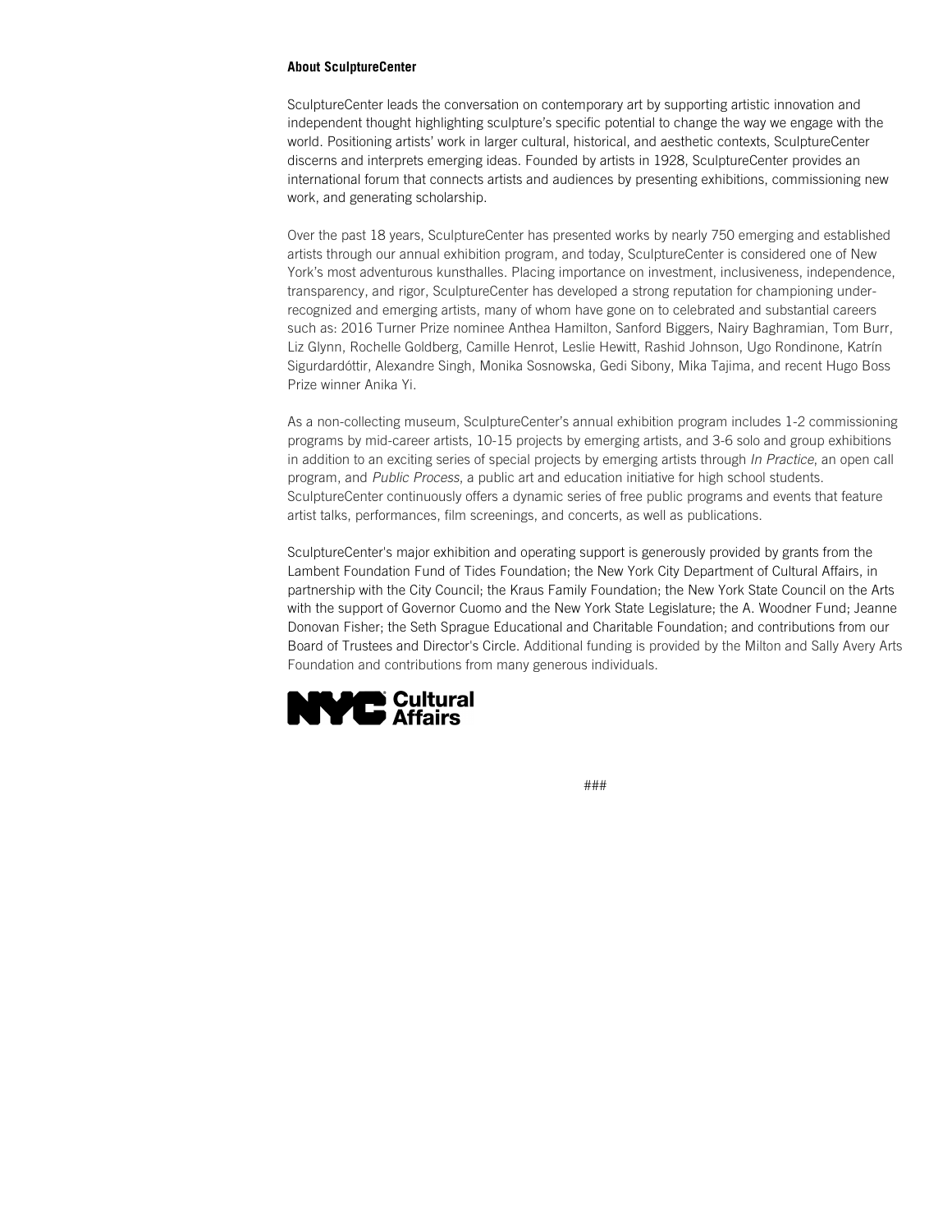**About SculptureCenter**

SculptureCenter leads the conversation on contemporary art by supporting artistic innovation and independent thought highlighting sculpture's specific potential to change the way we engage with the world. Positioning artists' work in larger cultural, historical, and aesthetic contexts, SculptureCenter discerns and interprets emerging ideas. Founded by artists in 1928, SculptureCenter provides an international forum that connects artists and audiences by presenting exhibitions, commissioning new work, and generating scholarship.

Over the past 18 years, SculptureCenter has presented works by nearly 750 emerging and established artists through our annual exhibition program, and today, SculptureCenter is considered one of New York's most adventurous kunsthalles. Placing importance on investment, inclusiveness, independence, transparency, and rigor, SculptureCenter has developed a strong reputation for championing under-recognized and emerging artists, many of whom have gone on to celebrated and substantial careers such as: 2016 Turner Prize nominee Anthea Hamilton, Sanford Biggers, Nairy Baghramian, Tom Burr, Liz Glynn, Rochelle Goldberg, Camille Henrot, Leslie Hewitt, Rashid Johnson, Ugo Rondinone, Katrín Sigurdardóttir, Alexandre Singh, Monika Sosnowska, Gedi Sibony, Mika Tajima, and recent Hugo Boss Prize winner Anika Yi.

As a non-collecting museum, SculptureCenter's annual exhibition program includes 1-2 commissioning programs by mid-career artists, 10-15 projects by emerging artists, and 3-6 solo and group exhibitions in addition to an exciting series of special projects by emerging artists through *In Practice*, an open call program, and *Public Process*, a public art and education initiative for high school students. SculptureCenter continuously offers a dynamic series of free public programs and events that feature artist talks, performances, film screenings, and concerts, as well as publications.

SculptureCenter's major exhibition and operating support is generously provided by grants from the Lambent Foundation Fund of Tides Foundation; the New York City Department of Cultural Affairs, in partnership with the City Council; the Kraus Family Foundation; the New York State Council on the Arts with the support of Governor Cuomo and the New York State Legislature; the A. Woodner Fund; Jeanne Donovan Fisher; the Seth Sprague Educational and Charitable Foundation; and contributions from our Board of Trustees and Director's Circle. Additional funding is provided by the Milton and Sally Avery Arts Foundation and contributions from many generous individuals.

NYC Cultural Affairs

###